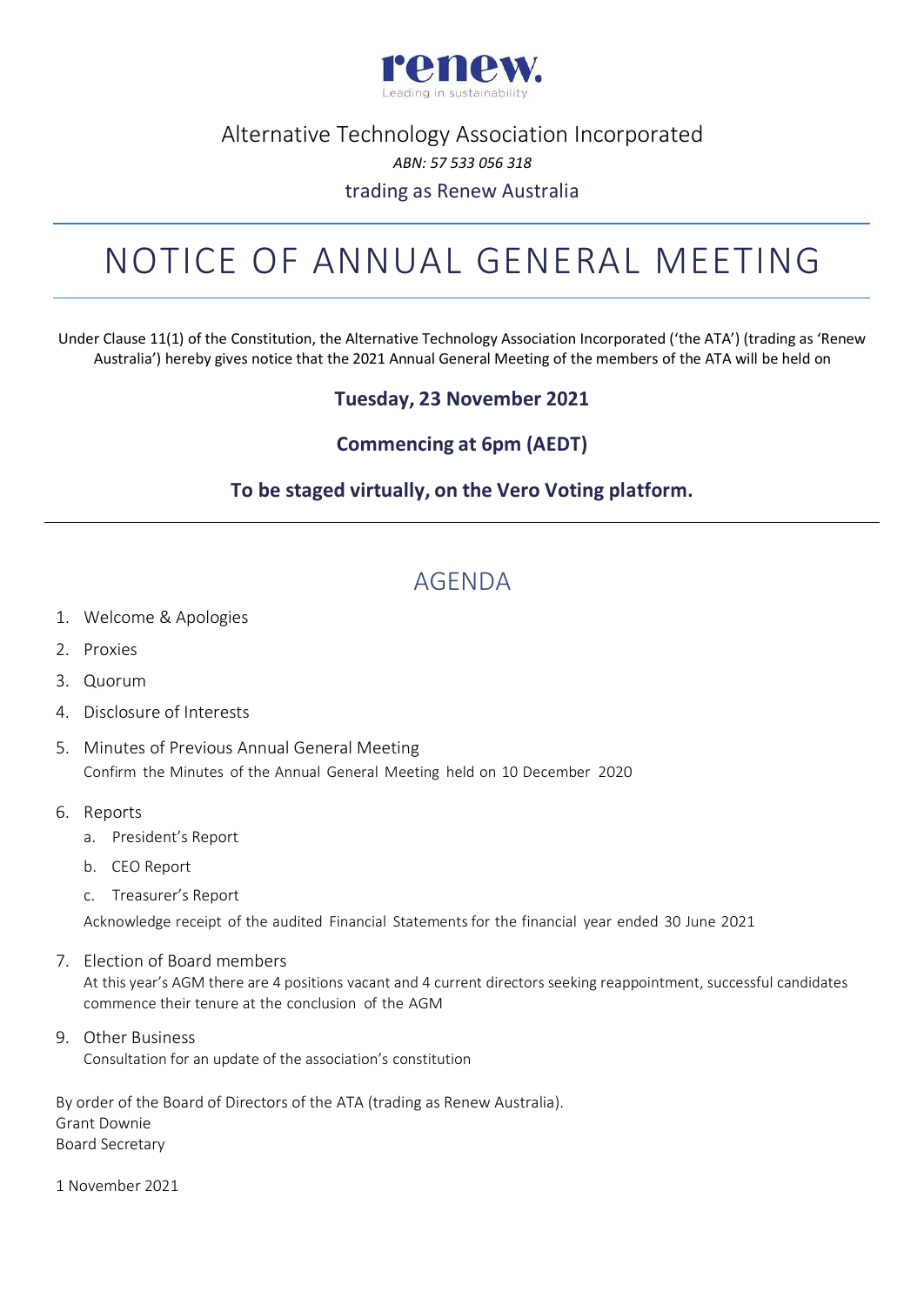renew.
Leading in sustainability

Alternative Technology Association Incorporated

*ABN: 57 533 056 318*

trading as Renew Australia

# NOTICE OF ANNUAL GENERAL MEETING

Under Clause 11(1) of the Constitution, the Alternative Technology Association Incorporated ('the ATA') (trading as 'Renew Australia') hereby gives notice that the 2021 Annual General Meeting of the members of the ATA will be held on

**Tuesday, 23 November 2021**

**Commencing at 6pm (AEDT)**

**To be staged virtually, on the Vero Voting platform.**

## AGENDA

1. Welcome & Apologies
2. Proxies
3. Quorum
4. Disclosure of Interests
5. Minutes of Previous Annual General Meeting
   Confirm the Minutes of the Annual General Meeting held on 10 December 2020
6. Reports
   a. President's Report
   b. CEO Report
   c. Treasurer's Report

   Acknowledge receipt of the audited Financial Statements for the financial year ended 30 June 2021
7. Election of Board members
   At this year's AGM there are 4 positions vacant and 4 current directors seeking reappointment, successful candidates commence their tenure at the conclusion of the AGM
9. Other Business
   Consultation for an update of the association's constitution

By order of the Board of Directors of the ATA (trading as Renew Australia).
Grant Downie
Board Secretary

1 November 2021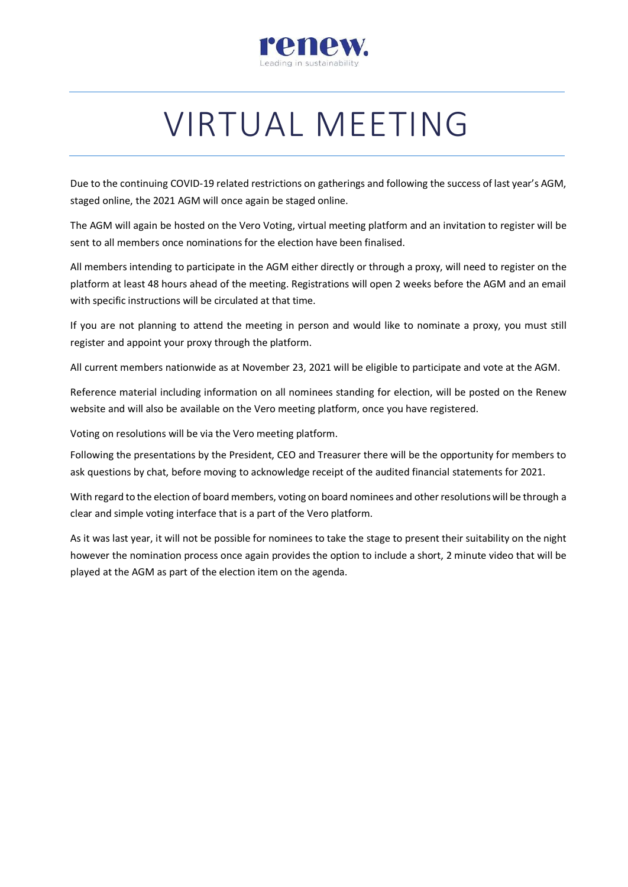# VIRTUAL MEETING

Due to the continuing COVID-19 related restrictions on gatherings and following the success of last year's AGM, staged online, the 2021 AGM will once again be staged online.

The AGM will again be hosted on the Vero Voting, virtual meeting platform and an invitation to register will be sent to all members once nominations for the election have been finalised.

All members intending to participate in the AGM either directly or through a proxy, will need to register on the platform at least 48 hours ahead of the meeting. Registrations will open 2 weeks before the AGM and an email with specific instructions will be circulated at that time.

If you are not planning to attend the meeting in person and would like to nominate a proxy, you must still register and appoint your proxy through the platform.

All current members nationwide as at November 23, 2021 will be eligible to participate and vote at the AGM.

Reference material including information on all nominees standing for election, will be posted on the Renew website and will also be available on the Vero meeting platform, once you have registered.

Voting on resolutions will be via the Vero meeting platform.

Following the presentations by the President, CEO and Treasurer there will be the opportunity for members to ask questions by chat, before moving to acknowledge receipt of the audited financial statements for 2021.

With regard to the election of board members, voting on board nominees and other resolutions will be through a clear and simple voting interface that is a part of the Vero platform.

As it was last year, it will not be possible for nominees to take the stage to present their suitability on the night however the nomination process once again provides the option to include a short, 2 minute video that will be played at the AGM as part of the election item on the agenda.